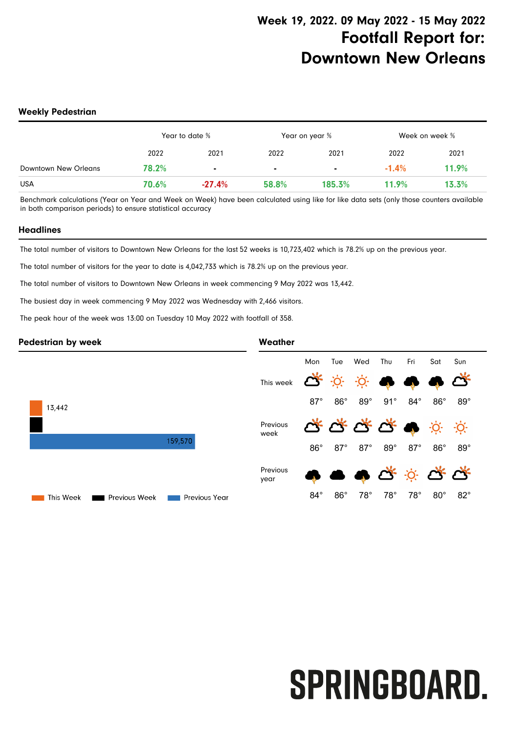# Week 19, 2022. 09 May 2022 - 15 May 2022
# Footfall Report for: Downtown New Orleans

## Weekly Pedestrian

| | Year to date % | | Year on year % | | Week on week % | |
|---|---|---|---|---|---|---|
| | 2022 | 2021 | 2022 | 2021 | 2022 | 2021 |
| Downtown New Orleans | **78.2%** | - | - | - | **-1.4%** | **11.9%** |
| USA | **70.6%** | **-27.4%** | **58.8%** | **185.3%** | **11.9%** | **13.3%** |

Benchmark calculations (Year on Year and Week on Week) have been calculated using like for like data sets (only those counters available in both comparison periods) to ensure statistical accuracy

## Headlines

The total number of visitors to Downtown New Orleans for the last 52 weeks is 10,723,402 which is 78.2% up on the previous year.

The total number of visitors for the year to date is 4,042,733 which is 78.2% up on the previous year.

The total number of visitors to Downtown New Orleans in week commencing 9 May 2022 was 13,442.

The busiest day in week commencing 9 May 2022 was Wednesday with 2,466 visitors.

The peak hour of the week was 13:00 on Tuesday 10 May 2022 with footfall of 358.

## Pedestrian by week

| | Footfall |
|---|---|
| This Week | 13,442 |
| Previous Week | |
| Previous Year | 159,570 |

## Weather

| | Mon | Tue | Wed | Thu | Fri | Sat | Sun |
|---|---|---|---|---|---|---|---|
| This week | 87° | 86° | 89° | 91° | 84° | 86° | 89° |
| Previous week | 86° | 87° | 87° | 89° | 87° | 86° | 89° |
| Previous year | 84° | 86° | 78° | 78° | 78° | 80° | 82° |

SPRINGBOARD.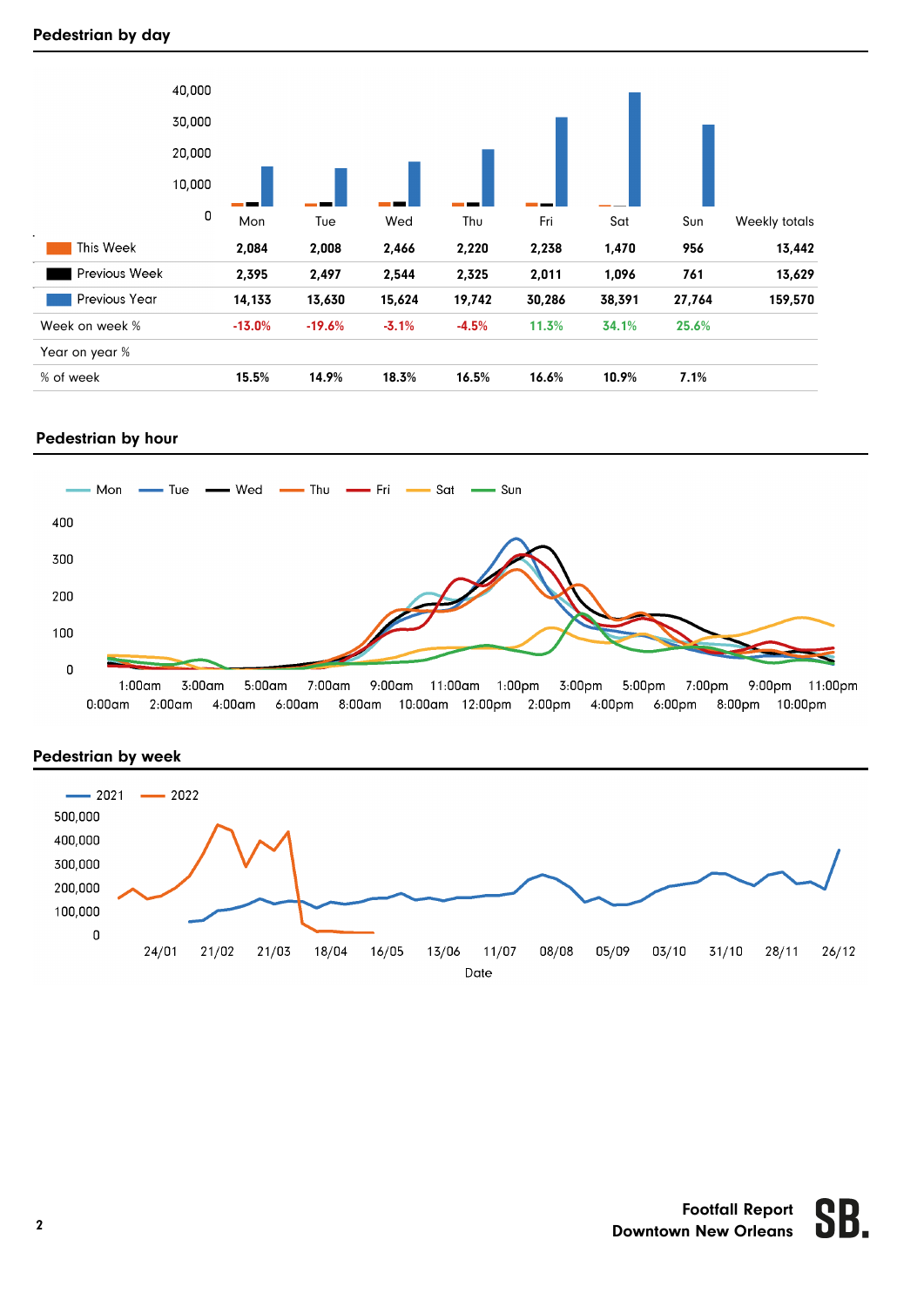## Pedestrian by day

| | Mon | Tue | Wed | Thu | Fri | Sat | Sun | Weekly totals |
|---|---|---|---|---|---|---|---|---|
| This Week | 2,084 | 2,008 | 2,466 | 2,220 | 2,238 | 1,470 | 956 | 13,442 |
| Previous Week | 2,395 | 2,497 | 2,544 | 2,325 | 2,011 | 1,096 | 761 | 13,629 |
| Previous Year | 14,133 | 13,630 | 15,624 | 19,742 | 30,286 | 38,391 | 27,764 | 159,570 |
| Week on week % | -13.0% | -19.6% | -3.1% | -4.5% | 11.3% | 34.1% | 25.6% | |
| Year on year % | | | | | | | | |
| % of week | 15.5% | 14.9% | 18.3% | 16.5% | 16.6% | 10.9% | 7.1% | |

## Pedestrian by hour

## Pedestrian by week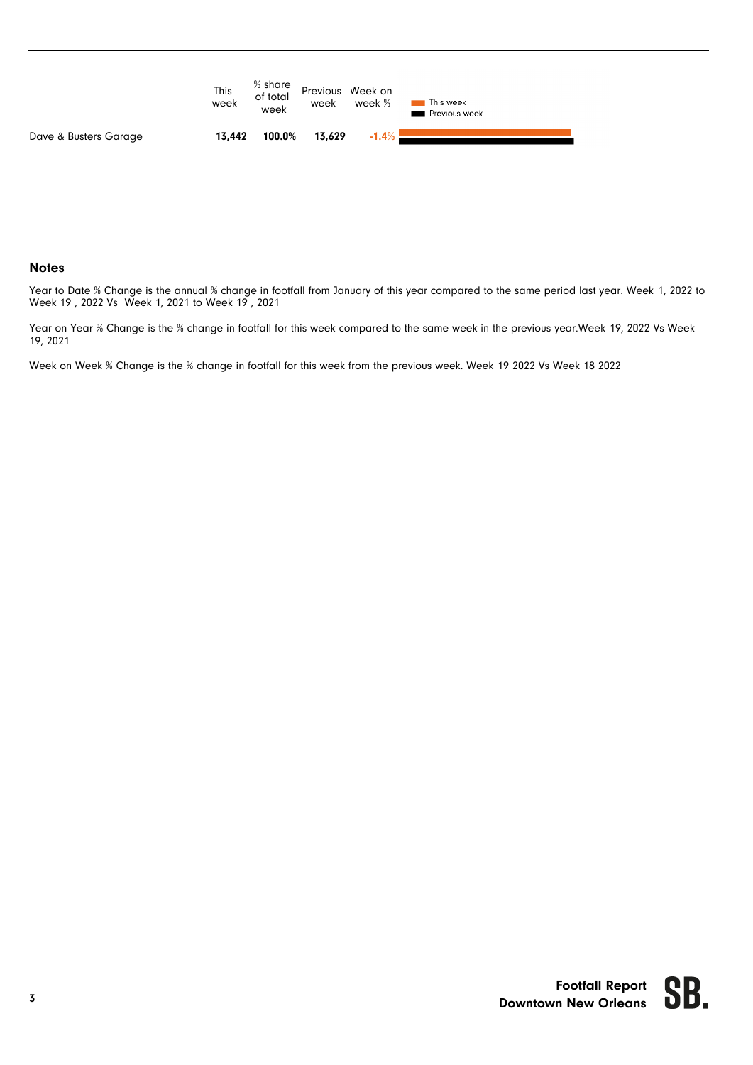| | This week | % share of total week | Previous week | Week on week % |
|---|---|---|---|---|
| Dave & Busters Garage | **13,442** | **100.0%** | **13,629** | -1.4% |

This week
Previous week

## Notes

Year to Date % Change is the annual % change in footfall from January of this year compared to the same period last year. Week 1, 2022 to Week 19 , 2022 Vs Week 1, 2021 to Week 19 , 2021

Year on Year % Change is the % change in footfall for this week compared to the same week in the previous year.Week 19, 2022 Vs Week 19, 2021

Week on Week % Change is the % change in footfall for this week from the previous week. Week 19 2022 Vs Week 18 2022